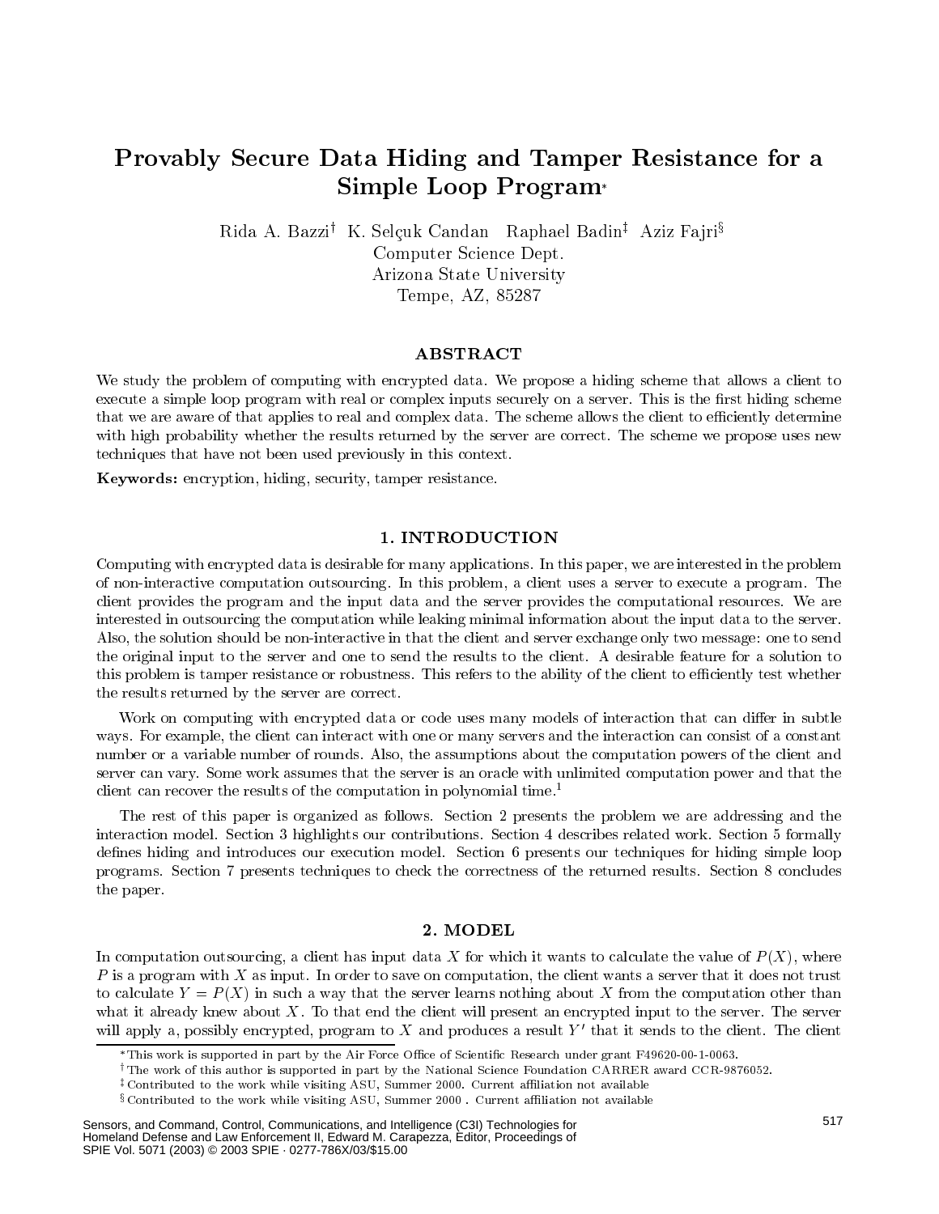# Provably Secure Data Hiding and Tamper Resistance for a Simple Loop Program[*]

Rida A. Bazzi[†] K. Selçuk Candan Raphael Badin[‡] Aziz Fajri[§]
Computer Science Dept.
Arizona State University
Tempe, AZ, 85287

## ABSTRACT

We study the problem of computing with encrypted data. We propose a hiding scheme that allows a client to execute a simple loop program with real or complex inputs securely on a server. This is the first hiding scheme that we are aware of that applies to real and complex data. The scheme allows the client to efficiently determine with high probability whether the results returned by the server are correct. The scheme we propose uses new techniques that have not been used previously in this context.

**Keywords:** encryption, hiding, security, tamper resistance.

## 1. INTRODUCTION

Computing with encrypted data is desirable for many applications. In this paper, we are interested in the problem of non-interactive computation outsourcing. In this problem, a client uses a server to execute a program. The client provides the program and the input data and the server provides the computational resources. We are interested in outsourcing the computation while leaking minimal information about the input data to the server. Also, the solution should be non-interactive in that the client and server exchange only two message: one to send the original input to the server and one to send the results to the client. A desirable feature for a solution to this problem is tamper resistance or robustness. This refers to the ability of the client to efficiently test whether the results returned by the server are correct.

Work on computing with encrypted data or code uses many models of interaction that can differ in subtle ways. For example, the client can interact with one or many servers and the interaction can consist of a constant number or a variable number of rounds. Also, the assumptions about the computation powers of the client and server can vary. Some work assumes that the server is an oracle with unlimited computation power and that the client can recover the results of the computation in polynomial time.[1]

The rest of this paper is organized as follows. Section 2 presents the problem we are addressing and the interaction model. Section 3 highlights our contributions. Section 4 describes related work. Section 5 formally defines hiding and introduces our execution model. Section 6 presents our techniques for hiding simple loop programs. Section 7 presents techniques to check the correctness of the returned results. Section 8 concludes the paper.

## 2. MODEL

In computation outsourcing, a client has input data $X$ for which it wants to calculate the value of $P(X)$, where $P$ is a program with $X$ as input. In order to save on computation, the client wants a server that it does not trust to calculate $Y = P(X)$ in such a way that the server learns nothing about $X$ from the computation other than what it already knew about $X$. To that end the client will present an encrypted input to the server. The server will apply a, possibly encrypted, program to $X$ and produces a result $Y'$ that it sends to the client. The client

[*] This work is supported in part by the Air Force Office of Scientific Research under grant F49620-00-1-0063.

[†] The work of this author is supported in part by the National Science Foundation CARRER award CCR-9876052.

[‡] Contributed to the work while visiting ASU, Summer 2000. Current affiliation not available

[§] Contributed to the work while visiting ASU, Summer 2000 . Current affiliation not available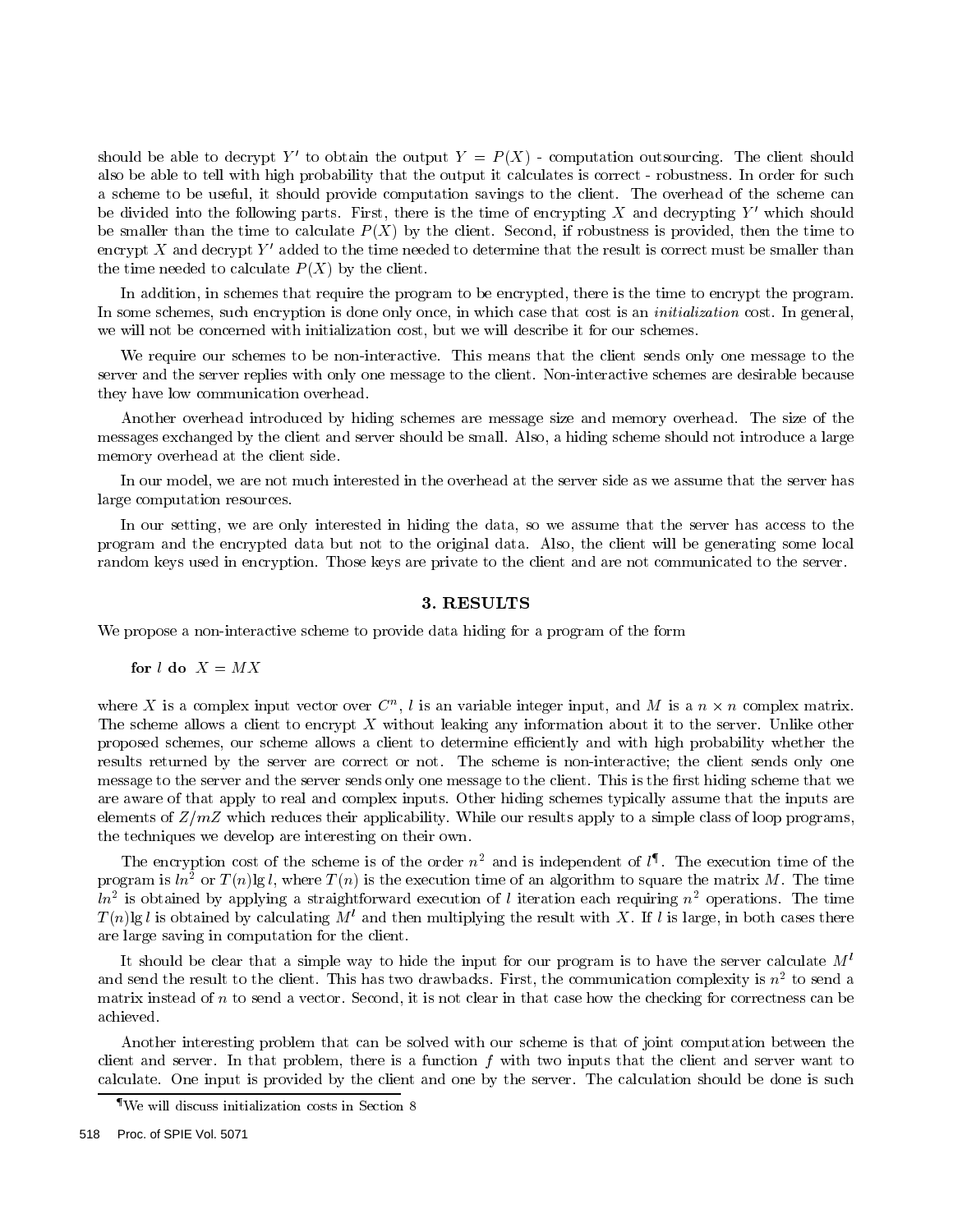should be able to decrypt $Y'$ to obtain the output $Y = P(X)$ - computation outsourcing. The client should also be able to tell with high probability that the output it calculates is correct - robustness. In order for such a scheme to be useful, it should provide computation savings to the client. The overhead of the scheme can be divided into the following parts. First, there is the time of encrypting $X$ and decrypting $Y'$ which should be smaller than the time to calculate $P(X)$ by the client. Second, if robustness is provided, then the time to encrypt $X$ and decrypt $Y'$ added to the time needed to determine that the result is correct must be smaller than the time needed to calculate $P(X)$ by the client.

In addition, in schemes that require the program to be encrypted, there is the time to encrypt the program. In some schemes, such encryption is done only once, in which case that cost is an *initialization* cost. In general, we will not be concerned with initialization cost, but we will describe it for our schemes.

We require our schemes to be non-interactive. This means that the client sends only one message to the server and the server replies with only one message to the client. Non-interactive schemes are desirable because they have low communication overhead.

Another overhead introduced by hiding schemes are message size and memory overhead. The size of the messages exchanged by the client and server should be small. Also, a hiding scheme should not introduce a large memory overhead at the client side.

In our model, we are not much interested in the overhead at the server side as we assume that the server has large computation resources.

In our setting, we are only interested in hiding the data, so we assume that the server has access to the program and the encrypted data but not to the original data. Also, the client will be generating some local random keys used in encryption. Those keys are private to the client and are not communicated to the server.

## 3. RESULTS

We propose a non-interactive scheme to provide data hiding for a program of the form

**for** $l$ **do** $X = MX$

where $X$ is a complex input vector over $C^n$, $l$ is an variable integer input, and $M$ is a $n \times n$ complex matrix. The scheme allows a client to encrypt $X$ without leaking any information about it to the server. Unlike other proposed schemes, our scheme allows a client to determine efficiently and with high probability whether the results returned by the server are correct or not. The scheme is non-interactive; the client sends only one message to the server and the server sends only one message to the client. This is the first hiding scheme that we are aware of that apply to real and complex inputs. Other hiding schemes typically assume that the inputs are elements of $Z/mZ$ which reduces their applicability. While our results apply to a simple class of loop programs, the techniques we develop are interesting on their own.

The encryption cost of the scheme is of the order $n^2$ and is independent of $l$[¶]. The execution time of the program is $ln^2$ or $T(n)\lg l$, where $T(n)$ is the execution time of an algorithm to square the matrix $M$. The time $ln^2$ is obtained by applying a straightforward execution of $l$ iteration each requiring $n^2$ operations. The time $T(n)\lg l$ is obtained by calculating $M^l$ and then multiplying the result with $X$. If $l$ is large, in both cases there are large saving in computation for the client.

It should be clear that a simple way to hide the input for our program is to have the server calculate $M^l$ and send the result to the client. This has two drawbacks. First, the communication complexity is $n^2$ to send a matrix instead of $n$ to send a vector. Second, it is not clear in that case how the checking for correctness can be achieved.

Another interesting problem that can be solved with our scheme is that of joint computation between the client and server. In that problem, there is a function $f$ with two inputs that the client and server want to calculate. One input is provided by the client and one by the server. The calculation should be done is such

[¶]We will discuss initialization costs in Section 8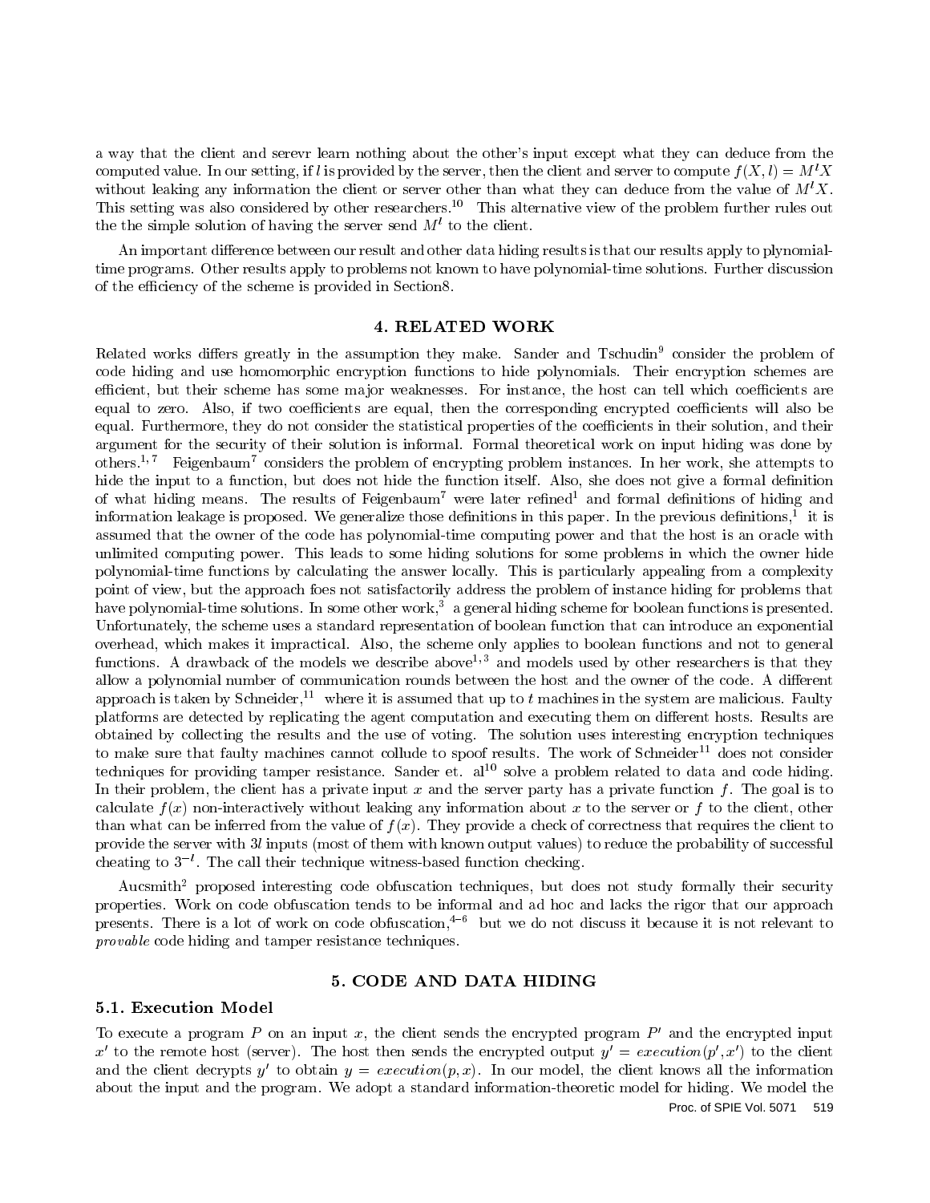a way that the client and serevr learn nothing about the other's input except what they can deduce from the computed value. In our setting, if $l$ is provided by the server, then the client and server to compute $f(X, l) = M^l X$ without leaking any information the client or server other than what they can deduce from the value of $M^l X$. This setting was also considered by other researchers.[10] This alternative view of the problem further rules out the the simple solution of having the server send $M^l$ to the client.

An important difference between our result and other data hiding results is that our results apply to plynomial-time programs. Other results apply to problems not known to have polynomial-time solutions. Further discussion of the efficiency of the scheme is provided in Section8.

## 4. RELATED WORK

Related works differs greatly in the assumption they make. Sander and Tschudin[9] consider the problem of code hiding and use homomorphic encryption functions to hide polynomials. Their encryption schemes are efficient, but their scheme has some major weaknesses. For instance, the host can tell which coefficients are equal to zero. Also, if two coefficients are equal, then the corresponding encrypted coefficients will also be equal. Furthermore, they do not consider the statistical properties of the coefficients in their solution, and their argument for the security of their solution is informal. Formal theoretical work on input hiding was done by others.[1, 7] Feigenbaum[7] considers the problem of encrypting problem instances. In her work, she attempts to hide the input to a function, but does not hide the function itself. Also, she does not give a formal definition of what hiding means. The results of Feigenbaum[7] were later refined[1] and formal definitions of hiding and information leakage is proposed. We generalize those definitions in this paper. In the previous definitions,[1] it is assumed that the owner of the code has polynomial-time computing power and that the host is an oracle with unlimited computing power. This leads to some hiding solutions for some problems in which the owner hide polynomial-time functions by calculating the answer locally. This is particularly appealing from a complexity point of view, but the approach foes not satisfactorily address the problem of instance hiding for problems that have polynomial-time solutions. In some other work,[3] a general hiding scheme for boolean functions is presented. Unfortunately, the scheme uses a standard representation of boolean function that can introduce an exponential overhead, which makes it impractical. Also, the scheme only applies to boolean functions and not to general functions. A drawback of the models we describe above[1,3] and models used by other researchers is that they allow a polynomial number of communication rounds between the host and the owner of the code. A different approach is taken by Schneider,[11] where it is assumed that up to $t$ machines in the system are malicious. Faulty platforms are detected by replicating the agent computation and executing them on different hosts. Results are obtained by collecting the results and the use of voting. The solution uses interesting encryption techniques to make sure that faulty machines cannot collude to spoof results. The work of Schneider[11] does not consider techniques for providing tamper resistance. Sander et. al[10] solve a problem related to data and code hiding. In their problem, the client has a private input $x$ and the server party has a private function $f$. The goal is to calculate $f(x)$ non-interactively without leaking any information about $x$ to the server or $f$ to the client, other than what can be inferred from the value of $f(x)$. They provide a check of correctness that requires the client to provide the server with $3l$ inputs (most of them with known output values) to reduce the probability of successful cheating to $3^{-l}$. The call their technique witness-based function checking.

Aucsmith[2] proposed interesting code obfuscation techniques, but does not study formally their security properties. Work on code obfuscation tends to be informal and ad hoc and lacks the rigor that our approach presents. There is a lot of work on code obfuscation,[4–6] but we do not discuss it because it is not relevant to *provable* code hiding and tamper resistance techniques.

## 5. CODE AND DATA HIDING

### 5.1. Execution Model

To execute a program $P$ on an input $x$, the client sends the encrypted program $P'$ and the encrypted input $x'$ to the remote host (server). The host then sends the encrypted output $y' = execution(p', x')$ to the client and the client decrypts $y'$ to obtain $y = execution(p, x)$. In our model, the client knows all the information about the input and the program. We adopt a standard information-theoretic model for hiding. We model the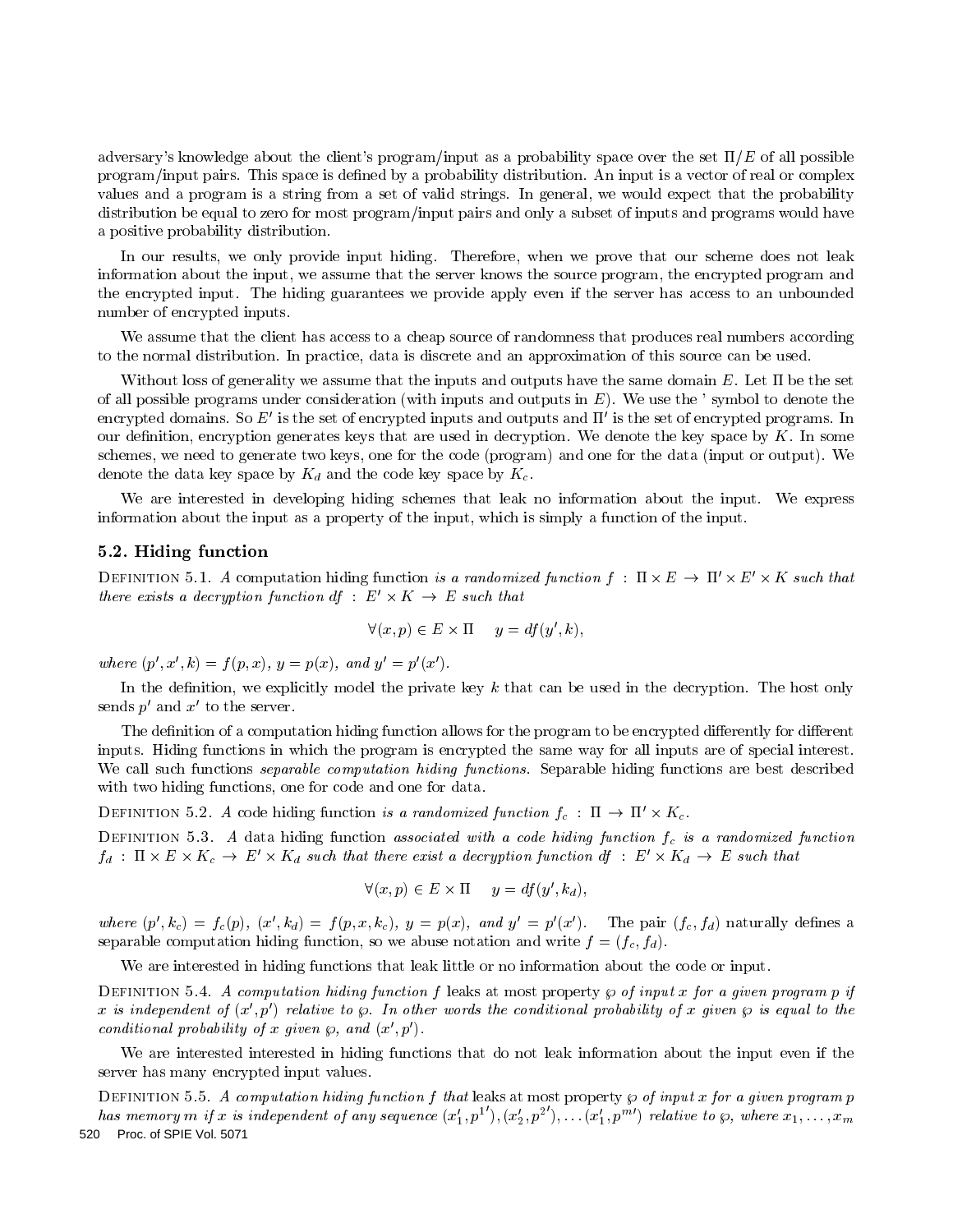adversary's knowledge about the client's program/input as a probability space over the set $\Pi/E$ of all possible program/input pairs. This space is defined by a probability distribution. An input is a vector of real or complex values and a program is a string from a set of valid strings. In general, we would expect that the probability distribution be equal to zero for most program/input pairs and only a subset of inputs and programs would have a positive probability distribution.

In our results, we only provide input hiding. Therefore, when we prove that our scheme does not leak information about the input, we assume that the server knows the source program, the encrypted program and the encrypted input. The hiding guarantees we provide apply even if the server has access to an unbounded number of encrypted inputs.

We assume that the client has access to a cheap source of randomness that produces real numbers according to the normal distribution. In practice, data is discrete and an approximation of this source can be used.

Without loss of generality we assume that the inputs and outputs have the same domain $E$. Let $\Pi$ be the set of all possible programs under consideration (with inputs and outputs in $E$). We use the ' symbol to denote the encrypted domains. So $E'$ is the set of encrypted inputs and outputs and $\Pi'$ is the set of encrypted programs. In our definition, encryption generates keys that are used in decryption. We denote the key space by $K$. In some schemes, we need to generate two keys, one for the code (program) and one for the data (input or output). We denote the data key space by $K_d$ and the code key space by $K_c$.

We are interested in developing hiding schemes that leak no information about the input. We express information about the input as a property of the input, which is simply a function of the input.

### 5.2. Hiding function

Definition 5.1. *A* computation hiding function *is a randomized function* $f : \Pi \times E \rightarrow \Pi' \times E' \times K$ *such that there exists a decryption function* $df : E' \times K \rightarrow E$ *such that*

$$\forall (x, p) \in E \times \Pi \quad y = df(y', k),$$

*where* $(p', x', k) = f(p, x)$, $y = p(x)$, *and* $y' = p'(x')$.

In the definition, we explicitly model the private key $k$ that can be used in the decryption. The host only sends $p'$ and $x'$ to the server.

The definition of a computation hiding function allows for the program to be encrypted differently for different inputs. Hiding functions in which the program is encrypted the same way for all inputs are of special interest. We call such functions *separable computation hiding functions*. Separable hiding functions are best described with two hiding functions, one for code and one for data.

Definition 5.2. *A* code hiding function *is a randomized function* $f_c : \Pi \rightarrow \Pi' \times K_c$.

Definition 5.3. *A* data hiding function *associated with a code hiding function* $f_c$ *is a randomized function* $f_d : \Pi \times E \times K_c \rightarrow E' \times K_d$ *such that there exist a decryption function* $df : E' \times K_d \rightarrow E$ *such that*

$$\forall (x, p) \in E \times \Pi \quad y = df(y', k_d),$$

*where* $(p', k_c) = f_c(p)$, $(x', k_d) = f(p, x, k_c)$, $y = p(x)$, *and* $y' = p'(x')$. The pair $(f_c, f_d)$ naturally defines a separable computation hiding function, so we abuse notation and write $f = (f_c, f_d)$.

We are interested in hiding functions that leak little or no information about the code or input.

Definition 5.4. *A computation hiding function* $f$ leaks at most property $\wp$ *of input* $x$ *for a given program* $p$ *if* $x$ *is independent of* $(x', p')$ *relative to* $\wp$. *In other words the conditional probability of* $x$ *given* $\wp$ *is equal to the conditional probability of* $x$ *given* $\wp$, *and* $(x', p')$.

We are interested interested in hiding functions that do not leak information about the input even if the server has many encrypted input values.

Definition 5.5. *A computation hiding function* $f$ *that* leaks at most property $\wp$ *of input* $x$ *for a given program* $p$ *has memory* $m$ *if* $x$ *is independent of any sequence* $(x'_1, p^{1\prime}), (x'_2, p^{2\prime}), \ldots (x'_1, p^{m\prime})$ *relative to* $\wp$, *where* $x_1, \ldots, x_m$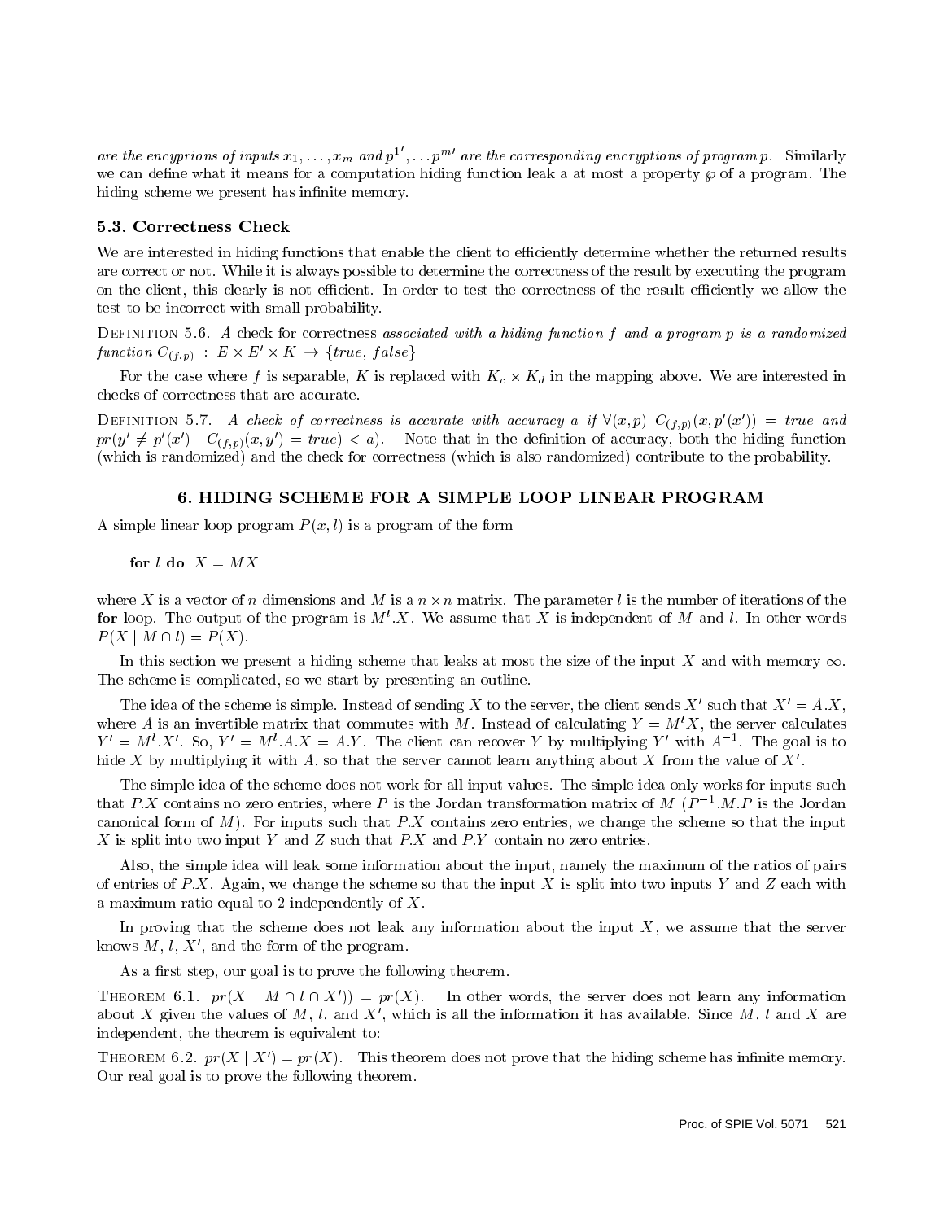*are the encyprions of inputs $x_1, \ldots, x_m$ and $p^{1'}, \ldots p^{m'}$ are the corresponding encryptions of program $p$.* Similarly we can define what it means for a computation hiding function leak a at most a property $\wp$ of a program. The hiding scheme we present has infinite memory.

### 5.3. Correctness Check

We are interested in hiding functions that enable the client to efficiently determine whether the returned results are correct or not. While it is always possible to determine the correctness of the result by executing the program on the client, this clearly is not efficient. In order to test the correctness of the result efficiently we allow the test to be incorrect with small probability.

DEFINITION 5.6. *A check for* correctness *associated with a hiding function $f$ and a program $p$ is a randomized function $C_{(f,p)} : E \times E' \times K \rightarrow \{true, false\}$*

For the case where $f$ is separable, $K$ is replaced with $K_c \times K_d$ in the mapping above. We are interested in checks of correctness that are accurate.

DEFINITION 5.7. *A check of correctness is accurate with accuracy $a$ if $\forall (x, p)$ $C_{(f,p)}(x, p'(x')) = true$ and $pr(y' \neq p'(x') \mid C_{(f,p)}(x, y') = true) < a$).* Note that in the definition of accuracy, both the hiding function (which is randomized) and the check for correctness (which is also randomized) contribute to the probability.

## 6. HIDING SCHEME FOR A SIMPLE LOOP LINEAR PROGRAM

A simple linear loop program $P(x, l)$ is a program of the form

**for** $l$ **do** $X = MX$

where $X$ is a vector of $n$ dimensions and $M$ is a $n \times n$ matrix. The parameter $l$ is the number of iterations of the **for** loop. The output of the program is $M^l.X$. We assume that $X$ is independent of $M$ and $l$. In other words $P(X \mid M \cap l) = P(X)$.

In this section we present a hiding scheme that leaks at most the size of the input $X$ and with memory $\infty$. The scheme is complicated, so we start by presenting an outline.

The idea of the scheme is simple. Instead of sending $X$ to the server, the client sends $X'$ such that $X' = A.X$, where $A$ is an invertible matrix that commutes with $M$. Instead of calculating $Y = M^l X$, the server calculates $Y' = M^l.X'$. So, $Y' = M^l.A.X = A.Y$. The client can recover $Y$ by multiplying $Y'$ with $A^{-1}$. The goal is to hide $X$ by multiplying it with $A$, so that the server cannot learn anything about $X$ from the value of $X'$.

The simple idea of the scheme does not work for all input values. The simple idea only works for inputs such that $P.X$ contains no zero entries, where $P$ is the Jordan transformation matrix of $M$ ($P^{-1}.M.P$ is the Jordan canonical form of $M$). For inputs such that $P.X$ contains zero entries, we change the scheme so that the input $X$ is split into two input $Y$ and $Z$ such that $P.X$ and $P.Y$ contain no zero entries.

Also, the simple idea will leak some information about the input, namely the maximum of the ratios of pairs of entries of $P.X$. Again, we change the scheme so that the input $X$ is split into two inputs $Y$ and $Z$ each with a maximum ratio equal to 2 independently of $X$.

In proving that the scheme does not leak any information about the input $X$, we assume that the server knows $M$, $l$, $X'$, and the form of the program.

As a first step, our goal is to prove the following theorem.

THEOREM 6.1. $pr(X \mid M \cap l \cap X')) = pr(X)$. In other words, the server does not learn any information about $X$ given the values of $M$, $l$, and $X'$, which is all the information it has available. Since $M$, $l$ and $X$ are independent, the theorem is equivalent to:

THEOREM 6.2. $pr(X \mid X') = pr(X)$. This theorem does not prove that the hiding scheme has infinite memory. Our real goal is to prove the following theorem.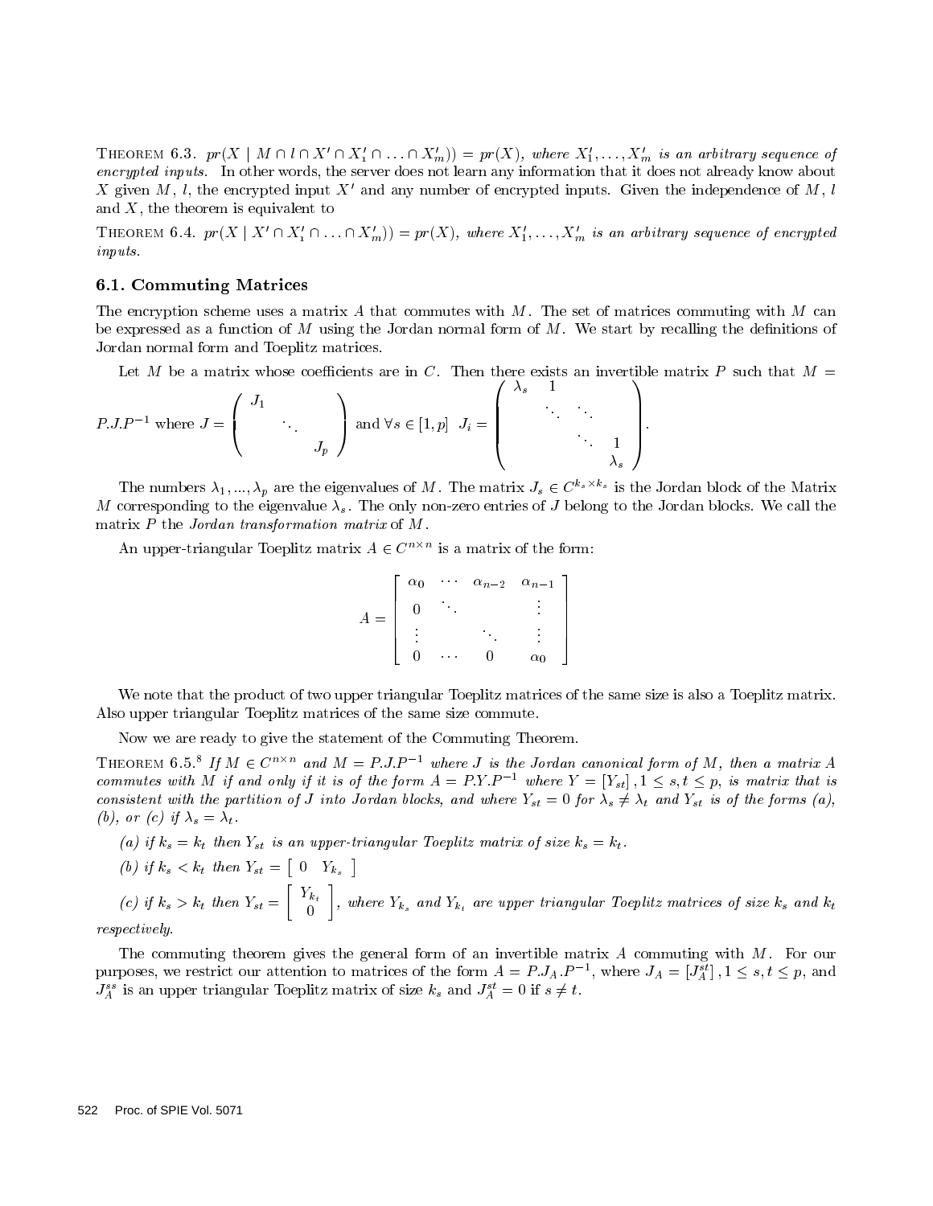THEOREM 6.3. *$pr(X \mid M \cap l \cap X' \cap X_1' \cap \ldots \cap X_m')) = pr(X)$, where $X_1', \ldots, X_m'$ is an arbitrary sequence of encrypted inputs.* In other words, the server does not learn any information that it does not already know about $X$ given $M$, $l$, the encrypted input $X'$ and any number of encrypted inputs. Given the independence of $M$, $l$ and $X$, the theorem is equivalent to

THEOREM 6.4. *$pr(X \mid X' \cap X_1' \cap \ldots \cap X_m')) = pr(X)$, where $X_1', \ldots, X_m'$ is an arbitrary sequence of encrypted inputs.*

## 6.1. Commuting Matrices

The encryption scheme uses a matrix $A$ that commutes with $M$. The set of matrices commuting with $M$ can be expressed as a function of $M$ using the Jordan normal form of $M$. We start by recalling the definitions of Jordan normal form and Toeplitz matrices.

Let $M$ be a matrix whose coefficients are in $C$. Then there exists an invertible matrix $P$ such that $M = P.J.P^{-1}$ where $J = \begin{pmatrix} J_1 & & \\ & \ddots & \\ & & J_p \end{pmatrix}$ and $\forall s \in [1, p] \ \ J_i = \begin{pmatrix} \lambda_s & 1 & & \\ & \ddots & \ddots & \\ & & \ddots & 1 \\ & & & \lambda_s \end{pmatrix}$.

The numbers $\lambda_1, ..., \lambda_p$ are the eigenvalues of $M$. The matrix $J_s \in C^{k_s \times k_s}$ is the Jordan block of the Matrix $M$ corresponding to the eigenvalue $\lambda_s$. The only non-zero entries of $J$ belong to the Jordan blocks. We call the matrix $P$ the *Jordan transformation matrix* of $M$.

An upper-triangular Toeplitz matrix $A \in C^{n \times n}$ is a matrix of the form:

$$A = \begin{bmatrix} \alpha_0 & \cdots & \alpha_{n-2} & \alpha_{n-1} \\ 0 & \ddots & & \vdots \\ \vdots & & \ddots & \vdots \\ 0 & \cdots & 0 & \alpha_0 \end{bmatrix}$$

We note that the product of two upper triangular Toeplitz matrices of the same size is also a Toeplitz matrix. Also upper triangular Toeplitz matrices of the same size commute.

Now we are ready to give the statement of the Commuting Theorem.

THEOREM 6.5.[8] *If $M \in C^{n \times n}$ and $M = P.J.P^{-1}$ where $J$ is the Jordan canonical form of $M$, then a matrix $A$ commutes with $M$ if and only if it is of the form $A = P.Y.P^{-1}$ where $Y = [Y_{st}], 1 \leq s, t \leq p$, is matrix that is consistent with the partition of $J$ into Jordan blocks, and where $Y_{st} = 0$ for $\lambda_s \neq \lambda_t$ and $Y_{st}$ is of the forms (a), (b), or (c) if $\lambda_s = \lambda_t$.*

*(a) if $k_s = k_t$ then $Y_{st}$ is an upper-triangular Toeplitz matrix of size $k_s = k_t$.*

*(b) if $k_s < k_t$ then $Y_{st} = \begin{bmatrix} 0 & Y_{k_s} \end{bmatrix}$*

*(c) if $k_s > k_t$ then $Y_{st} = \begin{bmatrix} Y_{k_t} \\ 0 \end{bmatrix}$, where $Y_{k_s}$ and $Y_{k_t}$ are upper triangular Toeplitz matrices of size $k_s$ and $k_t$ respectively.*

The commuting theorem gives the general form of an invertible matrix $A$ commuting with $M$. For our purposes, we restrict our attention to matrices of the form $A = P.J_A.P^{-1}$, where $J_A = [J_A^{st}], 1 \leq s, t \leq p$, and $J_A^{ss}$ is an upper triangular Toeplitz matrix of size $k_s$ and $J_A^{st} = 0$ if $s \neq t$.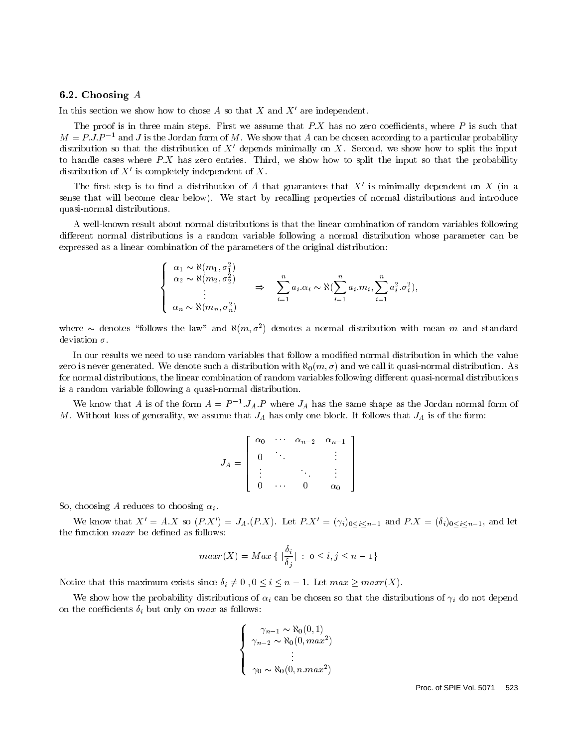### 6.2. Choosing $A$

In this section we show how to chose $A$ so that $X$ and $X'$ are independent.

The proof is in three main steps. First we assume that $P.X$ has no zero coefficients, where $P$ is such that $M = P.J.P^{-1}$ and $J$ is the Jordan form of $M$. We show that $A$ can be chosen according to a particular probability distribution so that the distribution of $X'$ depends minimally on $X$. Second, we show how to split the input to handle cases where $P.X$ has zero entries. Third, we show how to split the input so that the probability distribution of $X'$ is completely independent of $X$.

The first step is to find a distribution of $A$ that guarantees that $X'$ is minimally dependent on $X$ (in a sense that will become clear below). We start by recalling properties of normal distributions and introduce quasi-normal distributions.

A well-known result about normal distributions is that the linear combination of random variables following different normal distributions is a random variable following a normal distribution whose parameter can be expressed as a linear combination of the parameters of the original distribution:

$$\begin{cases} \alpha_1 \sim \aleph(m_1, \sigma_1^2) \\ \alpha_2 \sim \aleph(m_2, \sigma_2^2) \\ \vdots \\ \alpha_n \sim \aleph(m_n, \sigma_n^2) \end{cases} \Rightarrow \quad \sum_{i=1}^{n} a_i.\alpha_i \sim \aleph(\sum_{i=1}^{n} a_i.m_i, \sum_{i=1}^{n} a_i^2.\sigma_i^2),$$

where $\sim$ denotes "follows the law" and $\aleph(m, \sigma^2)$ denotes a normal distribution with mean $m$ and standard deviation $\sigma$.

In our results we need to use random variables that follow a modified normal distribution in which the value zero is never generated. We denote such a distribution with $\aleph_0(m, \sigma)$ and we call it quasi-normal distribution. As for normal distributions, the linear combination of random variables following different quasi-normal distributions is a random variable following a quasi-normal distribution.

We know that $A$ is of the form $A = P^{-1}.J_A.P$ where $J_A$ has the same shape as the Jordan normal form of $M$. Without loss of generality, we assume that $J_A$ has only one block. It follows that $J_A$ is of the form:

$$J_A = \begin{bmatrix} \alpha_0 & \cdots & \alpha_{n-2} & \alpha_{n-1} \\ 0 & \ddots & & \vdots \\ \vdots & & \ddots & \vdots \\ 0 & \cdots & 0 & \alpha_0 \end{bmatrix}$$

So, choosing $A$ reduces to choosing $\alpha_i$.

We know that $X' = A.X$ so $(P.X') = J_A.(P.X)$. Let $P.X' = (\gamma_i)_{0 \le i \le n-1}$ and $P.X = (\delta_i)_{0 \le i \le n-1}$, and let the function $maxr$ be defined as follows:

$$maxr(X) = Max\,\{\,|\frac{\delta_i}{\delta_j}|\;:\;0 \le i, j \le n-1\}$$

Notice that this maximum exists since $\delta_i \neq 0$ , $0 \le i \le n-1$. Let $max \ge maxr(X)$.

We show how the probability distributions of $\alpha_i$ can be chosen so that the distributions of $\gamma_i$ do not depend on the coefficients $\delta_i$ but only on $max$ as follows:

$$\begin{cases} \gamma_{n-1} \sim \aleph_0(0, 1) \\ \gamma_{n-2} \sim \aleph_0(0, max^2) \\ \vdots \\ \gamma_0 \sim \aleph_0(0, n.max^2) \end{cases}$$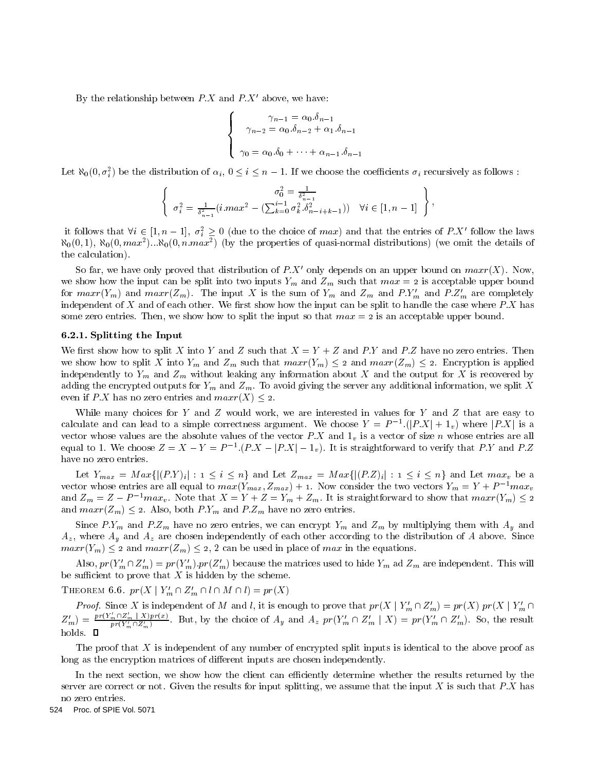By the relationship between $P.X$ and $P.X'$ above, we have:

$$\begin{cases} \gamma_{n-1} = \alpha_0.\delta_{n-1} \\ \gamma_{n-2} = \alpha_0.\delta_{n-2} + \alpha_1.\delta_{n-1} \\ \\ \gamma_0 = \alpha_0.\delta_0 + \cdots + \alpha_{n-1}.\delta_{n-1} \end{cases}$$

Let $\aleph_0(0, \sigma_i^2)$ be the distribution of $\alpha_i$, $0 \leq i \leq n-1$. If we choose the coefficients $\sigma_i$ recursively as follows :

$$\left\{ \begin{array}{c} \sigma_0^2 = \frac{1}{\delta_{n-1}^2} \\ \sigma_i^2 = \frac{1}{\delta_{n-1}^2}(i.max^2 - (\sum_{k=0}^{i-1} \sigma_k^2.\delta_{n-i+k-1}^2)) \quad \forall i \in [1, n-1] \end{array} \right\},$$

it follows that $\forall i \in [1, n-1]$, $\sigma_i^2 \geq 0$ (due to the choice of $max$) and that the entries of $P.X'$ follow the laws $\aleph_0(0,1)$, $\aleph_0(0, max^2)$...$\aleph_0(0, n.max^2)$ (by the properties of quasi-normal distributions) (we omit the details of the calculation).

So far, we have only proved that distribution of $P.X'$ only depends on an upper bound on $maxr(X)$. Now, we show how the input can be split into two inputs $Y_m$ and $Z_m$ such that $max = 2$ is acceptable upper bound for $maxr(Y_m)$ and $maxr(Z_m)$. The input $X$ is the sum of $Y_m$ and $Z_m$ and $P.Y'_m$ and $P.Z'_m$ are completely independent of $X$ and of each other. We first show how the input can be split to handle the case where $P.X$ has some zero entries. Then, we show how to split the input so that $max = 2$ is an acceptable upper bound.

### 6.2.1. Splitting the Input

We first show how to split $X$ into $Y$ and $Z$ such that $X = Y + Z$ and $P.Y$ and $P.Z$ have no zero entries. Then we show how to split $X$ into $Y_m$ and $Z_m$ such that $maxr(Y_m) \leq 2$ and $maxr(Z_m) \leq 2$. Encryption is applied independently to $Y_m$ and $Z_m$ without leaking any information about $X$ and the output for $X$ is recovered by adding the encrypted outputs for $Y_m$ and $Z_m$. To avoid giving the server any additional information, we split $X$ even if $P.X$ has no zero entries and $maxr(X) \leq 2$.

While many choices for $Y$ and $Z$ would work, we are interested in values for $Y$ and $Z$ that are easy to calculate and can lead to a simple correctness argument. We choose $Y = P^{-1}.(|P.X| + 1_v)$ where $|P.X|$ is a vector whose values are the absolute values of the vector $P.X$ and $1_v$ is a vector of size $n$ whose entries are all equal to 1. We choose $Z = X - Y = P^{-1}.(P.X - |P.X| - 1_v)$. It is straightforward to verify that $P.Y$ and $P.Z$ have no zero entries.

Let $Y_{max} = Max\{|(P.Y)_i| : 1 \leq i \leq n\}$ and Let $Z_{max} = Max\{|(P.Z)_i| : 1 \leq i \leq n\}$ and Let $max_v$ be a vector whose entries are all equal to $max(Y_{max}, Z_{max}) + 1$. Now consider the two vectors $Y_m = Y + P^{-1}max_v$ and $Z_m = Z - P^{-1}max_v$. Note that $X = Y + Z = Y_m + Z_m$. It is straightforward to show that $maxr(Y_m) \leq 2$ and $maxr(Z_m) \leq 2$. Also, both $P.Y_m$ and $P.Z_m$ have no zero entries.

Since $P.Y_m$ and $P.Z_m$ have no zero entries, we can encrypt $Y_m$ and $Z_m$ by multiplying them with $A_y$ and $A_z$, where $A_y$ and $A_z$ are chosen independently of each other according to the distribution of $A$ above. Since $maxr(Y_m) \leq 2$ and $maxr(Z_m) \leq 2$, 2 can be used in place of $max$ in the equations.

Also, $pr(Y'_m \cap Z'_m) = pr(Y'_m).pr(Z'_m)$ because the matrices used to hide $Y_m$ ad $Z_m$ are independent. This will be sufficient to prove that $X$ is hidden by the scheme.

THEOREM 6.6. $pr(X \mid Y'_m \cap Z'_m \cap l \cap M \cap l) = pr(X)$

*Proof.* Since $X$ is independent of $M$ and $l$, it is enough to prove that $pr(X \mid Y'_m \cap Z'_m) = pr(X)$ $pr(X \mid Y'_m \cap Z'_m) = \frac{pr(Y'_m \cap Z'_m \mid X)pr(x)}{pr(Y'_m \cap Z'_m)}$. But, by the choice of $A_y$ and $A_z$ $pr(Y'_m \cap Z'_m \mid X) = pr(Y'_m \cap Z'_m)$. So, the result holds. ☐

The proof that $X$ is independent of any number of encrypted split inputs is identical to the above proof as long as the encryption matrices of different inputs are chosen independently.

In the next section, we show how the client can efficiently determine whether the results returned by the server are correct or not. Given the results for input splitting, we assume that the input $X$ is such that $P.X$ has no zero entries.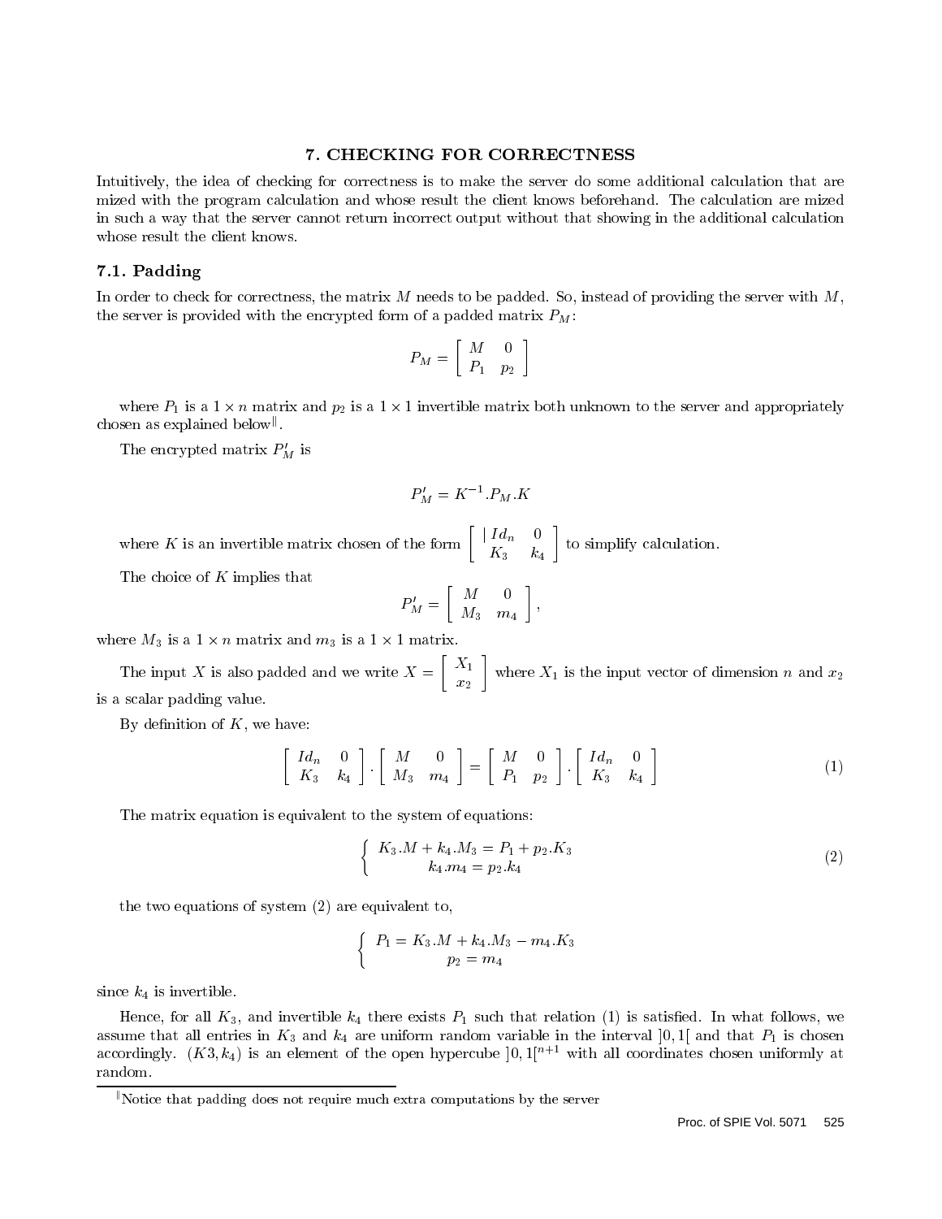## 7. CHECKING FOR CORRECTNESS

Intuitively, the idea of checking for correctness is to make the server do some additional calculation that are mized with the program calculation and whose result the client knows beforehand. The calculation are mized in such a way that the server cannot return incorrect output without that showing in the additional calculation whose result the client knows.

### 7.1. Padding

In order to check for correctness, the matrix $M$ needs to be padded. So, instead of providing the server with $M$, the server is provided with the encrypted form of a padded matrix $P_M$:

$$P_M = \begin{bmatrix} M & 0 \\ P_1 & p_2 \end{bmatrix}$$

where $P_1$ is a $1 \times n$ matrix and $p_2$ is a $1 \times 1$ invertible matrix both unknown to the server and appropriately chosen as explained below[‖].

The encrypted matrix $P'_M$ is

$$P'_M = K^{-1}.P_M.K$$

where $K$ is an invertible matrix chosen of the form $\begin{bmatrix} \mid Id_n & 0 \\ K_3 & k_4 \end{bmatrix}$ to simplify calculation.

The choice of $K$ implies that

$$P'_M = \begin{bmatrix} M & 0 \\ M_3 & m_4 \end{bmatrix},$$

where $M_3$ is a $1 \times n$ matrix and $m_3$ is a $1 \times 1$ matrix.

The input $X$ is also padded and we write $X = \begin{bmatrix} X_1 \\ x_2 \end{bmatrix}$ where $X_1$ is the input vector of dimension $n$ and $x_2$ is a scalar padding value.

By definition of $K$, we have:

$$\begin{bmatrix} Id_n & 0 \\ K_3 & k_4 \end{bmatrix} . \begin{bmatrix} M & 0 \\ M_3 & m_4 \end{bmatrix} = \begin{bmatrix} M & 0 \\ P_1 & p_2 \end{bmatrix} . \begin{bmatrix} Id_n & 0 \\ K_3 & k_4 \end{bmatrix} \tag{1}$$

The matrix equation is equivalent to the system of equations:

$$\begin{cases} K_3.M + k_4.M_3 = P_1 + p_2.K_3 \\ k_4.m_4 = p_2.k_4 \end{cases} \tag{2}$$

the two equations of system (2) are equivalent to,

$$\begin{cases} P_1 = K_3.M + k_4.M_3 - m_4.K_3 \\ p_2 = m_4 \end{cases}$$

since $k_4$ is invertible.

Hence, for all $K_3$, and invertible $k_4$ there exists $P_1$ such that relation (1) is satisfied. In what follows, we assume that all entries in $K_3$ and $k_4$ are uniform random variable in the interval $]0,1[$ and that $P_1$ is chosen accordingly. $(K3, k_4)$ is an element of the open hypercube $]0,1[^{n+1}$ with all coordinates chosen uniformly at random.

‖ Notice that padding does not require much extra computations by the server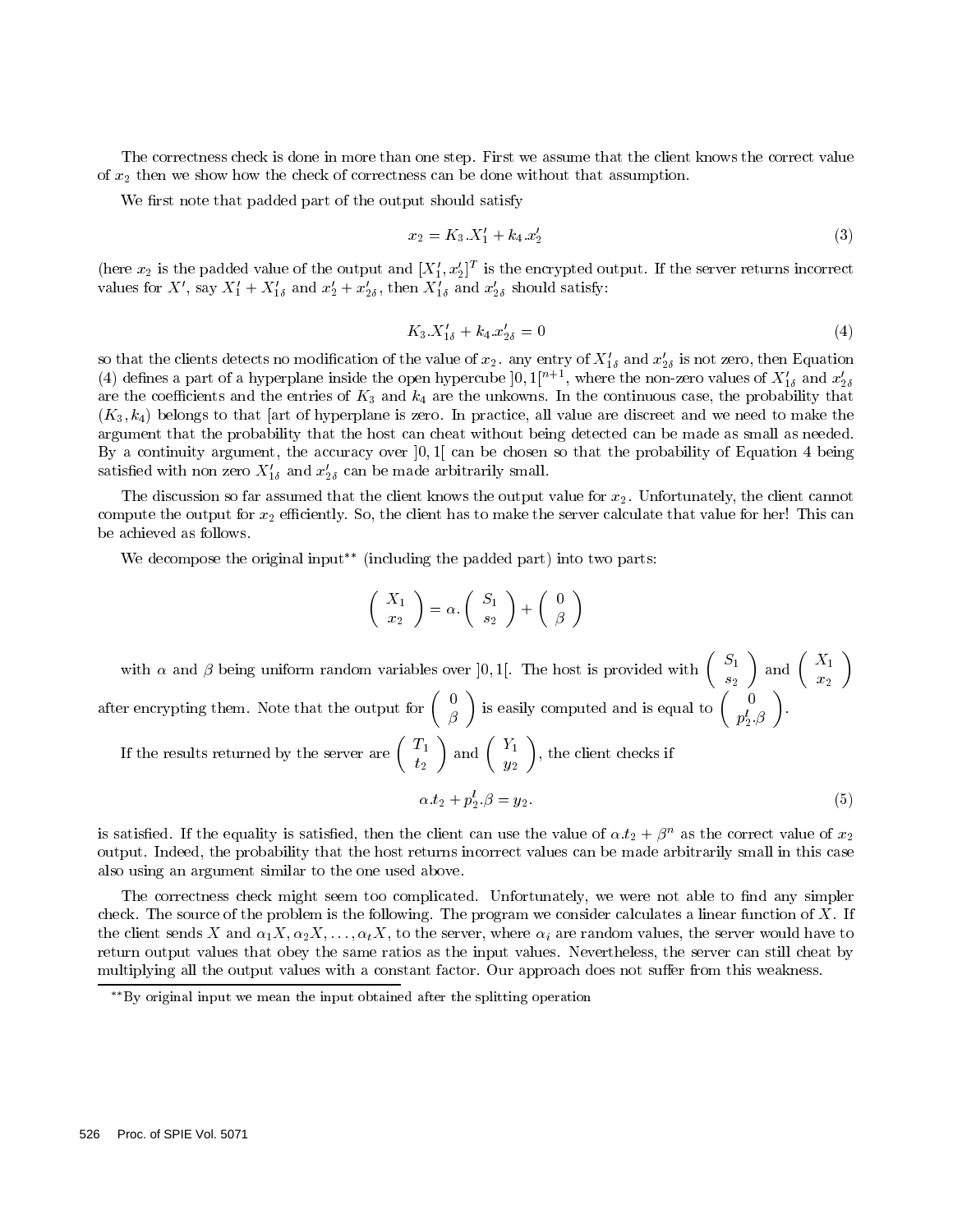The correctness check is done in more than one step. First we assume that the client knows the correct value of $x_2$ then we show how the check of correctness can be done without that assumption.

We first note that padded part of the output should satisfy

$$x_2 = K_3.X'_1 + k_4.x'_2 \tag{3}$$

(here $x_2$ is the padded value of the output and $[X'_1, x'_2]^T$ is the encrypted output. If the server returns incorrect values for $X'$, say $X'_1 + X'_{1\delta}$ and $x'_2 + x'_{2\delta}$, then $X'_{1\delta}$ and $x'_{2\delta}$ should satisfy:

$$K_3.X'_{1\delta} + k_4.x'_{2\delta} = 0 \tag{4}$$

so that the clients detects no modification of the value of $x_2$. any entry of $X'_{1\delta}$ and $x'_{2\delta}$ is not zero, then Equation (4) defines a part of a hyperplane inside the open hypercube $]0,1[^{n+1}$, where the non-zero values of $X'_{1\delta}$ and $x'_{2\delta}$ are the coefficients and the entries of $K_3$ and $k_4$ are the unkowns. In the continuous case, the probability that $(K_3, k_4)$ belongs to that [art of hyperplane is zero. In practice, all value are discreet and we need to make the argument that the probability that the host can cheat without being detected can be made as small as needed. By a continuity argument, the accuracy over $]0,1[$ can be chosen so that the probability of Equation 4 being satisfied with non zero $X'_{1\delta}$ and $x'_{2\delta}$ can be made arbitrarily small.

The discussion so far assumed that the client knows the output value for $x_2$. Unfortunately, the client cannot compute the output for $x_2$ efficiently. So, the client has to make the server calculate that value for her! This can be achieved as follows.

We decompose the original input** (including the padded part) into two parts:

$$\begin{pmatrix} X_1 \\ x_2 \end{pmatrix} = \alpha. \begin{pmatrix} S_1 \\ s_2 \end{pmatrix} + \begin{pmatrix} 0 \\ \beta \end{pmatrix}$$

with $\alpha$ and $\beta$ being uniform random variables over $]0,1[$. The host is provided with $\begin{pmatrix} S_1 \\ s_2 \end{pmatrix}$ and $\begin{pmatrix} X_1 \\ x_2 \end{pmatrix}$ after encrypting them. Note that the output for $\begin{pmatrix} 0 \\ \beta \end{pmatrix}$ is easily computed and is equal to $\begin{pmatrix} 0 \\ p_2^l.\beta \end{pmatrix}$.

If the results returned by the server are $\begin{pmatrix} T_1 \\ t_2 \end{pmatrix}$ and $\begin{pmatrix} Y_1 \\ y_2 \end{pmatrix}$, the client checks if

$$\alpha.t_2 + p_2^l.\beta = y_2. \tag{5}$$

is satisfied. If the equality is satisfied, then the client can use the value of $\alpha.t_2 + \beta^n$ as the correct value of $x_2$ output. Indeed, the probability that the host returns incorrect values can be made arbitrarily small in this case also using an argument similar to the one used above.

The correctness check might seem too complicated. Unfortunately, we were not able to find any simpler check. The source of the problem is the following. The program we consider calculates a linear function of $X$. If the client sends $X$ and $\alpha_1 X, \alpha_2 X, \ldots, \alpha_t X$, to the server, where $\alpha_i$ are random values, the server would have to return output values that obey the same ratios as the input values. Nevertheless, the server can still cheat by multiplying all the output values with a constant factor. Our approach does not suffer from this weakness.

**By original input we mean the input obtained after the splitting operation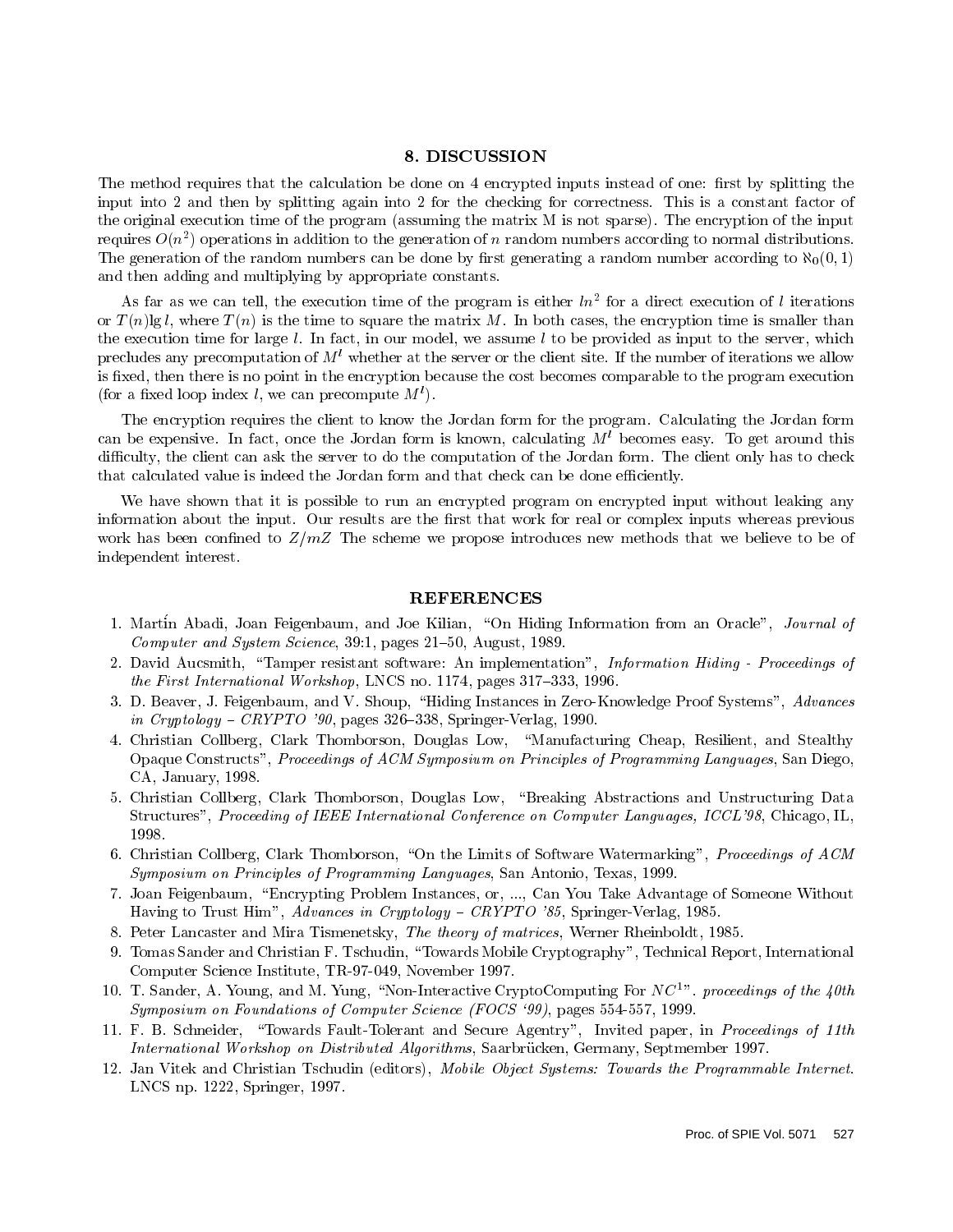## 8. DISCUSSION

The method requires that the calculation be done on 4 encrypted inputs instead of one: first by splitting the input into 2 and then by splitting again into 2 for the checking for correctness. This is a constant factor of the original execution time of the program (assuming the matrix M is not sparse). The encryption of the input requires $O(n^2)$ operations in addition to the generation of $n$ random numbers according to normal distributions. The generation of the random numbers can be done by first generating a random number according to $\aleph_0(0,1)$ and then adding and multiplying by appropriate constants.

As far as we can tell, the execution time of the program is either $ln^2$ for a direct execution of $l$ iterations or $T(n)\lg l$, where $T(n)$ is the time to square the matrix $M$. In both cases, the encryption time is smaller than the execution time for large $l$. In fact, in our model, we assume $l$ to be provided as input to the server, which precludes any precomputation of $M^l$ whether at the server or the client site. If the number of iterations we allow is fixed, then there is no point in the encryption because the cost becomes comparable to the program execution (for a fixed loop index $l$, we can precompute $M^l$).

The encryption requires the client to know the Jordan form for the program. Calculating the Jordan form can be expensive. In fact, once the Jordan form is known, calculating $M^l$ becomes easy. To get around this difficulty, the client can ask the server to do the computation of the Jordan form. The client only has to check that calculated value is indeed the Jordan form and that check can be done efficiently.

We have shown that it is possible to run an encrypted program on encrypted input without leaking any information about the input. Our results are the first that work for real or complex inputs whereas previous work has been confined to $Z/mZ$ The scheme we propose introduces new methods that we believe to be of independent interest.

## REFERENCES

1. Martín Abadi, Joan Feigenbaum, and Joe Kilian, "On Hiding Information from an Oracle", *Journal of Computer and System Science*, 39:1, pages 21–50, August, 1989.
2. David Aucsmith, "Tamper resistant software: An implementation", *Information Hiding - Proceedings of the First International Workshop*, LNCS no. 1174, pages 317–333, 1996.
3. D. Beaver, J. Feigenbaum, and V. Shoup, "Hiding Instances in Zero-Knowledge Proof Systems", *Advances in Cryptology – CRYPTO '90*, pages 326–338, Springer-Verlag, 1990.
4. Christian Collberg, Clark Thomborson, Douglas Low, "Manufacturing Cheap, Resilient, and Stealthy Opaque Constructs", *Proceedings of ACM Symposium on Principles of Programming Languages*, San Diego, CA, January, 1998.
5. Christian Collberg, Clark Thomborson, Douglas Low, "Breaking Abstractions and Unstructuring Data Structures", *Proceeding of IEEE International Conference on Computer Languages, ICCL'98*, Chicago, IL, 1998.
6. Christian Collberg, Clark Thomborson, "On the Limits of Software Watermarking", *Proceedings of ACM Symposium on Principles of Programming Languages*, San Antonio, Texas, 1999.
7. Joan Feigenbaum, "Encrypting Problem Instances, or, ..., Can You Take Advantage of Someone Without Having to Trust Him", *Advances in Cryptology – CRYPTO '85*, Springer-Verlag, 1985.
8. Peter Lancaster and Mira Tismenetsky, *The theory of matrices*, Werner Rheinboldt, 1985.
9. Tomas Sander and Christian F. Tschudin, "Towards Mobile Cryptography", Technical Report, International Computer Science Institute, TR-97-049, November 1997.
10. T. Sander, A. Young, and M. Yung, "Non-Interactive CryptoComputing For $NC^1$". *proceedings of the 40th Symposium on Foundations of Computer Science (FOCS '99)*, pages 554-557, 1999.
11. F. B. Schneider, "Towards Fault-Tolerant and Secure Agentry", Invited paper, in *Proceedings of 11th International Workshop on Distributed Algorithms*, Saarbrücken, Germany, Septmember 1997.
12. Jan Vitek and Christian Tschudin (editors), *Mobile Object Systems: Towards the Programmable Internet*. LNCS np. 1222, Springer, 1997.